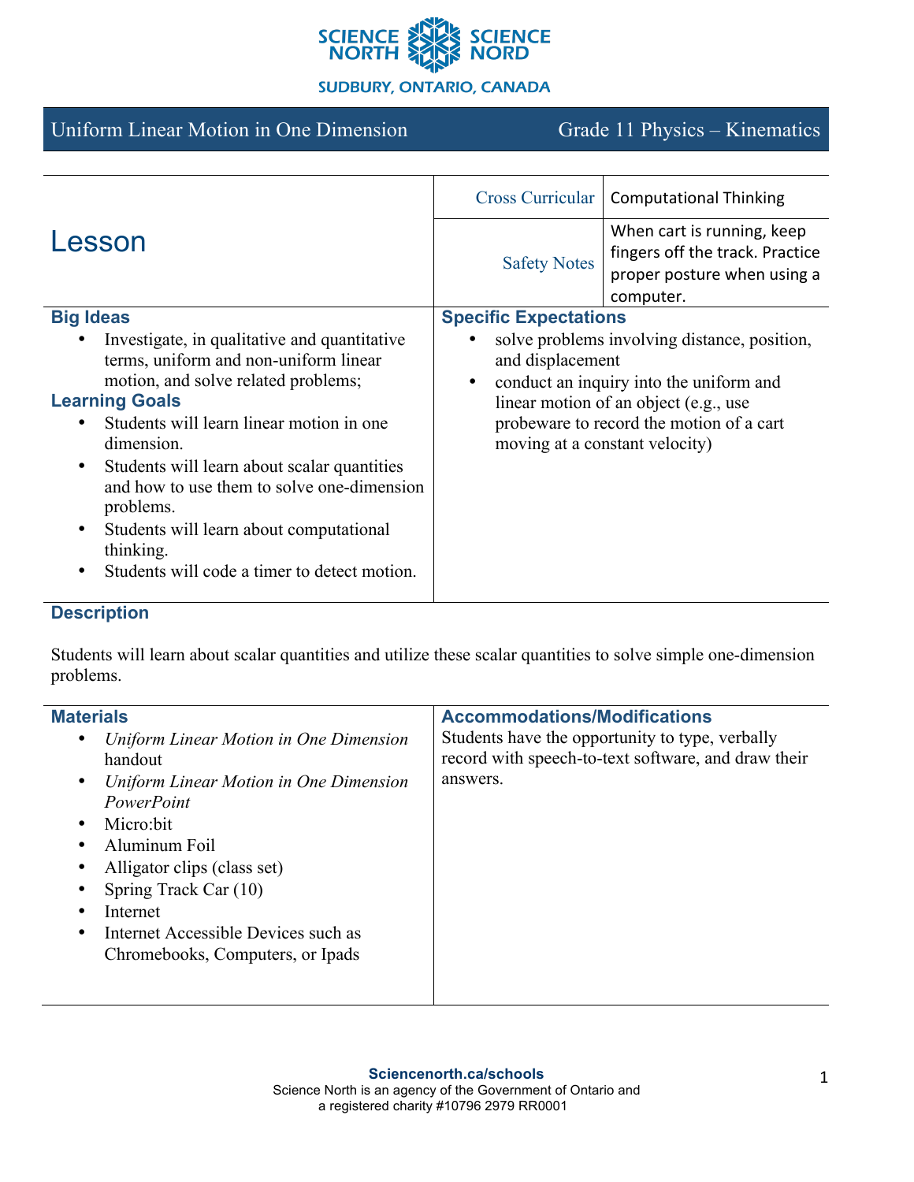SCIENCE NORTH SCIENCE NORD

SUDBURY, ONTARIO, CANADA

# Uniform Linear Motion in One Dimension — Grade 11 Physics – Kinematics

## Lesson

| | |
|---|---|
| Cross Curricular | Computational Thinking |
| Safety Notes | When cart is running, keep fingers off the track. Practice proper posture when using a computer. |

### Big Ideas

- Investigate, in qualitative and quantitative terms, uniform and non-uniform linear motion, and solve related problems;

### Learning Goals

- Students will learn linear motion in one dimension.
- Students will learn about scalar quantities and how to use them to solve one-dimension problems.
- Students will learn about computational thinking.
- Students will code a timer to detect motion.

### Specific Expectations

- solve problems involving distance, position, and displacement
- conduct an inquiry into the uniform and linear motion of an object (e.g., use probeware to record the motion of a cart moving at a constant velocity)

### Description

Students will learn about scalar quantities and utilize these scalar quantities to solve simple one-dimension problems.

### Materials

- *Uniform Linear Motion in One Dimension* handout
- *Uniform Linear Motion in One Dimension PowerPoint*
- Micro:bit
- Aluminum Foil
- Alligator clips (class set)
- Spring Track Car (10)
- Internet
- Internet Accessible Devices such as Chromebooks, Computers, or Ipads

### Accommodations/Modifications

Students have the opportunity to type, verbally record with speech-to-text software, and draw their answers.

**Sciencenorth.ca/schools**
Science North is an agency of the Government of Ontario and a registered charity #10796 2979 RR0001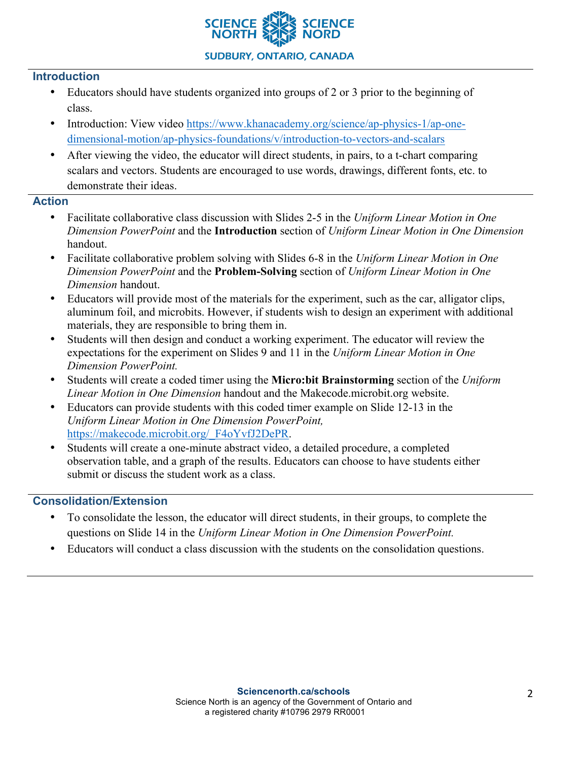## Introduction

- Educators should have students organized into groups of 2 or 3 prior to the beginning of class.
- Introduction: View video https://www.khanacademy.org/science/ap-physics-1/ap-one-dimensional-motion/ap-physics-foundations/v/introduction-to-vectors-and-scalars
- After viewing the video, the educator will direct students, in pairs, to a t-chart comparing scalars and vectors. Students are encouraged to use words, drawings, different fonts, etc. to demonstrate their ideas.

## Action

- Facilitate collaborative class discussion with Slides 2-5 in the *Uniform Linear Motion in One Dimension PowerPoint* and the **Introduction** section of *Uniform Linear Motion in One Dimension* handout.
- Facilitate collaborative problem solving with Slides 6-8 in the *Uniform Linear Motion in One Dimension PowerPoint* and the **Problem-Solving** section of *Uniform Linear Motion in One Dimension* handout.
- Educators will provide most of the materials for the experiment, such as the car, alligator clips, aluminum foil, and microbits. However, if students wish to design an experiment with additional materials, they are responsible to bring them in.
- Students will then design and conduct a working experiment. The educator will review the expectations for the experiment on Slides 9 and 11 in the *Uniform Linear Motion in One Dimension PowerPoint.*
- Students will create a coded timer using the **Micro:bit Brainstorming** section of the *Uniform Linear Motion in One Dimension* handout and the Makecode.microbit.org website.
- Educators can provide students with this coded timer example on Slide 12-13 in the *Uniform Linear Motion in One Dimension PowerPoint,* https://makecode.microbit.org/_F4oYvfJ2DePR.
- Students will create a one-minute abstract video, a detailed procedure, a completed observation table, and a graph of the results. Educators can choose to have students either submit or discuss the student work as a class.

## Consolidation/Extension

- To consolidate the lesson, the educator will direct students, in their groups, to complete the questions on Slide 14 in the *Uniform Linear Motion in One Dimension PowerPoint.*
- Educators will conduct a class discussion with the students on the consolidation questions.